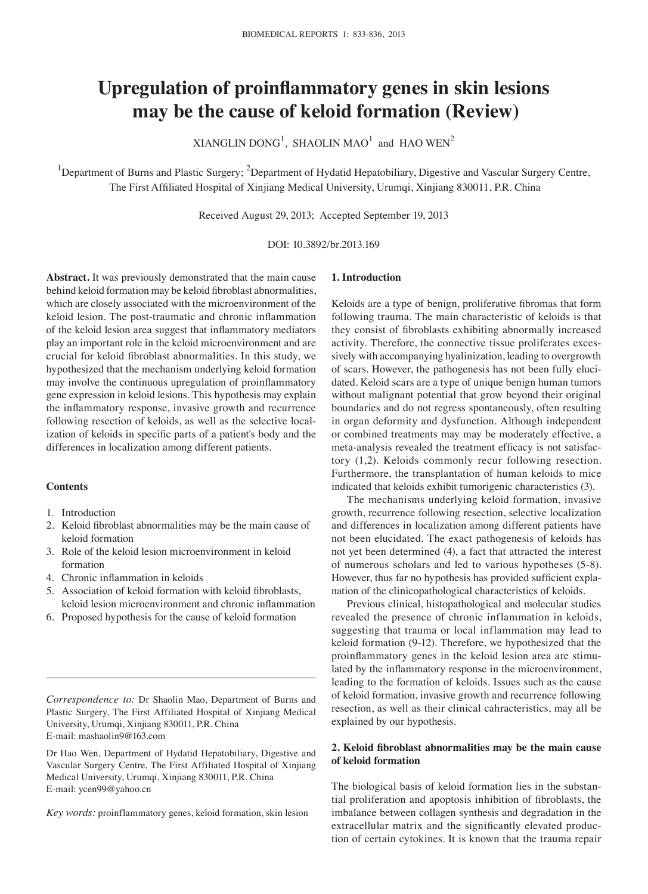# Upregulation of proinflammatory genes in skin lesions may be the cause of keloid formation (Review)

XIANGLIN DONG[1], SHAOLIN MAO[1] and HAO WEN[2]

[1]Department of Burns and Plastic Surgery; [2]Department of Hydatid Hepatobiliary, Digestive and Vascular Surgery Centre, The First Affiliated Hospital of Xinjiang Medical University, Urumqi, Xinjiang 830011, P.R. China

Received August 29, 2013; Accepted September 19, 2013

DOI: 10.3892/br.2013.169

**Abstract.** It was previously demonstrated that the main cause behind keloid formation may be keloid fibroblast abnormalities, which are closely associated with the microenvironment of the keloid lesion. The post-traumatic and chronic inflammation of the keloid lesion area suggest that inflammatory mediators play an important role in the keloid microenvironment and are crucial for keloid fibroblast abnormalities. In this study, we hypothesized that the mechanism underlying keloid formation may involve the continuous upregulation of proinflammatory gene expression in keloid lesions. This hypothesis may explain the inflammatory response, invasive growth and recurrence following resection of keloids, as well as the selective localization of keloids in specific parts of a patient's body and the differences in localization among different patients.

**Contents**

1. Introduction
2. Keloid fibroblast abnormalities may be the main cause of keloid formation
3. Role of the keloid lesion microenvironment in keloid formation
4. Chronic inflammation in keloids
5. Association of keloid formation with keloid fibroblasts, keloid lesion microenvironment and chronic inflammation
6. Proposed hypothesis for the cause of keloid formation

*Correspondence to:* Dr Shaolin Mao, Department of Burns and Plastic Surgery, The First Affiliated Hospital of Xinjiang Medical University, Urumqi, Xinjiang 830011, P.R. China
E-mail: mashaolin9@163.com

Dr Hao Wen, Department of Hydatid Hepatobiliary, Digestive and Vascular Surgery Centre, The First Affiliated Hospital of Xinjiang Medical University, Urumqi, Xinjiang 830011, P.R. China
E-mail: ycen99@yahoo.cn

*Key words:* proinflammatory genes, keloid formation, skin lesion

## 1. Introduction

Keloids are a type of benign, proliferative fibromas that form following trauma. The main characteristic of keloids is that they consist of fibroblasts exhibiting abnormally increased activity. Therefore, the connective tissue proliferates excessively with accompanying hyalinization, leading to overgrowth of scars. However, the pathogenesis has not been fully elucidated. Keloid scars are a type of unique benign human tumors without malignant potential that grow beyond their original boundaries and do not regress spontaneously, often resulting in organ deformity and dysfunction. Although independent or combined treatments may may be moderately effective, a meta-analysis revealed the treatment efficacy is not satisfactory (1,2). Keloids commonly recur following resection. Furthermore, the transplantation of human keloids to mice indicated that keloids exhibit tumorigenic characteristics (3).

The mechanisms underlying keloid formation, invasive growth, recurrence following resection, selective localization and differences in localization among different patients have not been elucidated. The exact pathogenesis of keloids has not yet been determined (4), a fact that attracted the interest of numerous scholars and led to various hypotheses (5-8). However, thus far no hypothesis has provided sufficient explanation of the clinicopathological characteristics of keloids.

Previous clinical, histopathological and molecular studies revealed the presence of chronic inflammation in keloids, suggesting that trauma or local inflammation may lead to keloid formation (9-12). Therefore, we hypothesized that the proinflammatory genes in the keloid lesion area are stimulated by the inflammatory response in the microenvironment, leading to the formation of keloids. Issues such as the cause of keloid formation, invasive growth and recurrence following resection, as well as their clinical cahracteristics, may all be explained by our hypothesis.

## 2. Keloid fibroblast abnormalities may be the main cause of keloid formation

The biological basis of keloid formation lies in the substantial proliferation and apoptosis inhibition of fibroblasts, the imbalance between collagen synthesis and degradation in the extracellular matrix and the significantly elevated production of certain cytokines. It is known that the trauma repair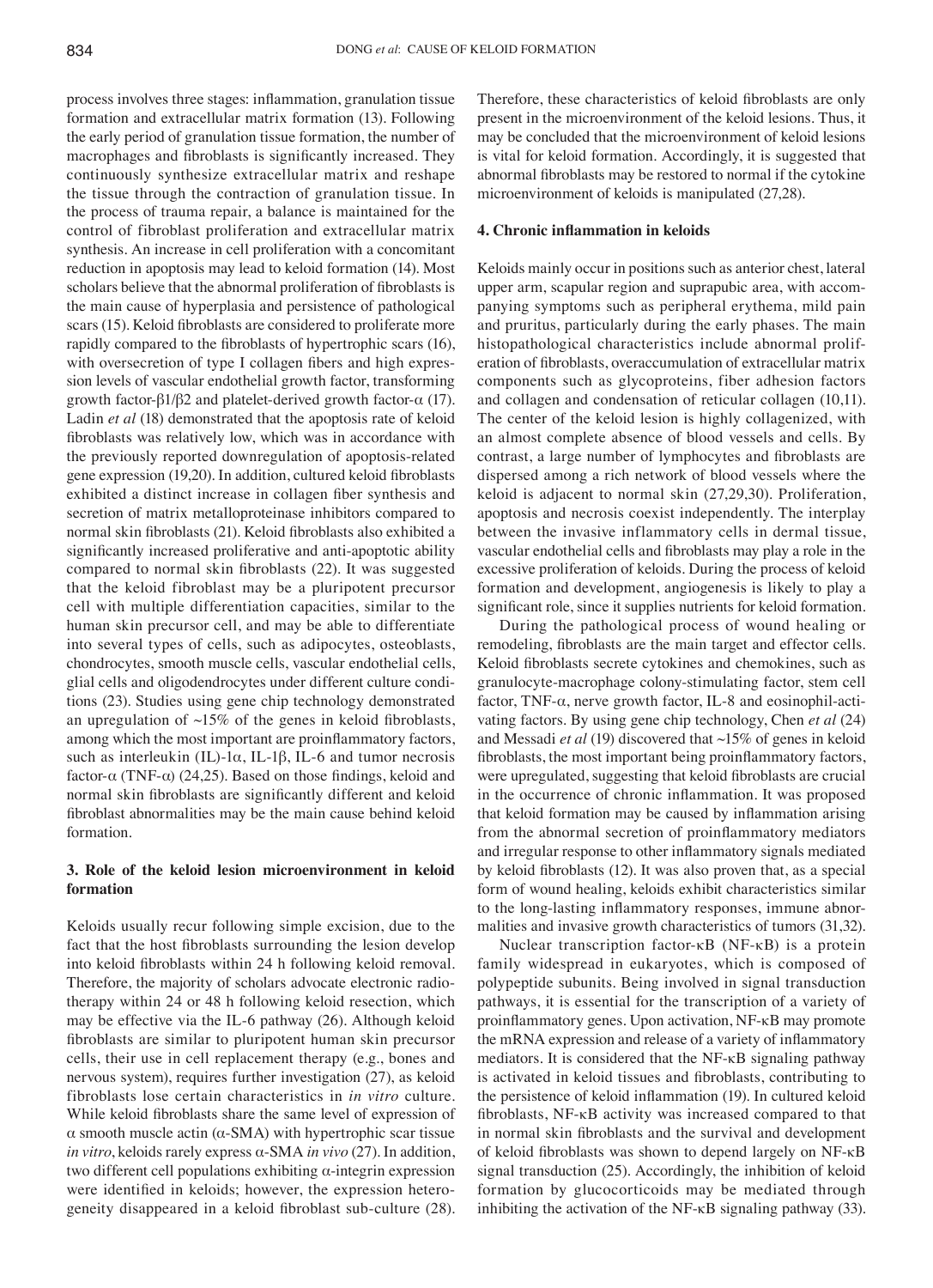process involves three stages: inflammation, granulation tissue formation and extracellular matrix formation (13). Following the early period of granulation tissue formation, the number of macrophages and fibroblasts is significantly increased. They continuously synthesize extracellular matrix and reshape the tissue through the contraction of granulation tissue. In the process of trauma repair, a balance is maintained for the control of fibroblast proliferation and extracellular matrix synthesis. An increase in cell proliferation with a concomitant reduction in apoptosis may lead to keloid formation (14). Most scholars believe that the abnormal proliferation of fibroblasts is the main cause of hyperplasia and persistence of pathological scars (15). Keloid fibroblasts are considered to proliferate more rapidly compared to the fibroblasts of hypertrophic scars (16), with oversecretion of type I collagen fibers and high expression levels of vascular endothelial growth factor, transforming growth factor-β1/β2 and platelet-derived growth factor-α (17). Ladin *et al* (18) demonstrated that the apoptosis rate of keloid fibroblasts was relatively low, which was in accordance with the previously reported downregulation of apoptosis-related gene expression (19,20). In addition, cultured keloid fibroblasts exhibited a distinct increase in collagen fiber synthesis and secretion of matrix metalloproteinase inhibitors compared to normal skin fibroblasts (21). Keloid fibroblasts also exhibited a significantly increased proliferative and anti-apoptotic ability compared to normal skin fibroblasts (22). It was suggested that the keloid fibroblast may be a pluripotent precursor cell with multiple differentiation capacities, similar to the human skin precursor cell, and may be able to differentiate into several types of cells, such as adipocytes, osteoblasts, chondrocytes, smooth muscle cells, vascular endothelial cells, glial cells and oligodendrocytes under different culture conditions (23). Studies using gene chip technology demonstrated an upregulation of ~15% of the genes in keloid fibroblasts, among which the most important are proinflammatory factors, such as interleukin (IL)-1α, IL-1β, IL-6 and tumor necrosis factor-α (TNF-α) (24,25). Based on those findings, keloid and normal skin fibroblasts are significantly different and keloid fibroblast abnormalities may be the main cause behind keloid formation.

## 3. Role of the keloid lesion microenvironment in keloid formation

Keloids usually recur following simple excision, due to the fact that the host fibroblasts surrounding the lesion develop into keloid fibroblasts within 24 h following keloid removal. Therefore, the majority of scholars advocate electronic radiotherapy within 24 or 48 h following keloid resection, which may be effective via the IL-6 pathway (26). Although keloid fibroblasts are similar to pluripotent human skin precursor cells, their use in cell replacement therapy (e.g., bones and nervous system), requires further investigation (27), as keloid fibroblasts lose certain characteristics in *in vitro* culture. While keloid fibroblasts share the same level of expression of α smooth muscle actin (α-SMA) with hypertrophic scar tissue *in vitro*, keloids rarely express α-SMA *in vivo* (27). In addition, two different cell populations exhibiting α-integrin expression were identified in keloids; however, the expression heterogeneity disappeared in a keloid fibroblast sub-culture (28). Therefore, these characteristics of keloid fibroblasts are only present in the microenvironment of the keloid lesions. Thus, it may be concluded that the microenvironment of keloid lesions is vital for keloid formation. Accordingly, it is suggested that abnormal fibroblasts may be restored to normal if the cytokine microenvironment of keloids is manipulated (27,28).

## 4. Chronic inflammation in keloids

Keloids mainly occur in positions such as anterior chest, lateral upper arm, scapular region and suprapubic area, with accompanying symptoms such as peripheral erythema, mild pain and pruritus, particularly during the early phases. The main histopathological characteristics include abnormal proliferation of fibroblasts, overaccumulation of extracellular matrix components such as glycoproteins, fiber adhesion factors and collagen and condensation of reticular collagen (10,11). The center of the keloid lesion is highly collagenized, with an almost complete absence of blood vessels and cells. By contrast, a large number of lymphocytes and fibroblasts are dispersed among a rich network of blood vessels where the keloid is adjacent to normal skin (27,29,30). Proliferation, apoptosis and necrosis coexist independently. The interplay between the invasive inflammatory cells in dermal tissue, vascular endothelial cells and fibroblasts may play a role in the excessive proliferation of keloids. During the process of keloid formation and development, angiogenesis is likely to play a significant role, since it supplies nutrients for keloid formation.

During the pathological process of wound healing or remodeling, fibroblasts are the main target and effector cells. Keloid fibroblasts secrete cytokines and chemokines, such as granulocyte-macrophage colony-stimulating factor, stem cell factor, TNF-α, nerve growth factor, IL-8 and eosinophil-activating factors. By using gene chip technology, Chen *et al* (24) and Messadi *et al* (19) discovered that ~15% of genes in keloid fibroblasts, the most important being proinflammatory factors, were upregulated, suggesting that keloid fibroblasts are crucial in the occurrence of chronic inflammation. It was proposed that keloid formation may be caused by inflammation arising from the abnormal secretion of proinflammatory mediators and irregular response to other inflammatory signals mediated by keloid fibroblasts (12). It was also proven that, as a special form of wound healing, keloids exhibit characteristics similar to the long-lasting inflammatory responses, immune abnormalities and invasive growth characteristics of tumors (31,32).

Nuclear transcription factor-κB (NF-κB) is a protein family widespread in eukaryotes, which is composed of polypeptide subunits. Being involved in signal transduction pathways, it is essential for the transcription of a variety of proinflammatory genes. Upon activation, NF-κB may promote the mRNA expression and release of a variety of inflammatory mediators. It is considered that the NF-κB signaling pathway is activated in keloid tissues and fibroblasts, contributing to the persistence of keloid inflammation (19). In cultured keloid fibroblasts, NF-κB activity was increased compared to that in normal skin fibroblasts and the survival and development of keloid fibroblasts was shown to depend largely on NF-κB signal transduction (25). Accordingly, the inhibition of keloid formation by glucocorticoids may be mediated through inhibiting the activation of the NF-κB signaling pathway (33).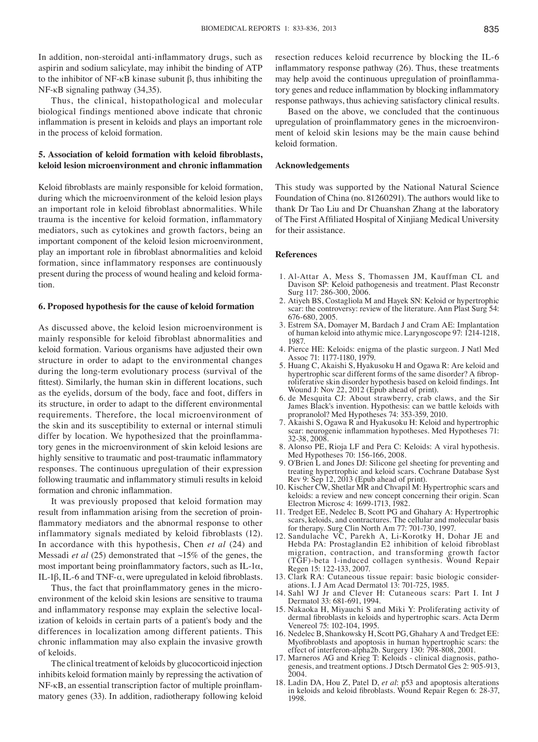In addition, non-steroidal anti-inflammatory drugs, such as aspirin and sodium salicylate, may inhibit the binding of ATP to the inhibitor of NF-κB kinase subunit β, thus inhibiting the NF-κB signaling pathway (34,35).

Thus, the clinical, histopathological and molecular biological findings mentioned above indicate that chronic inflammation is present in keloids and plays an important role in the process of keloid formation.

## 5. Association of keloid formation with keloid fibroblasts, keloid lesion microenvironment and chronic inflammation

Keloid fibroblasts are mainly responsible for keloid formation, during which the microenvironment of the keloid lesion plays an important role in keloid fibroblast abnormalities. While trauma is the incentive for keloid formation, inflammatory mediators, such as cytokines and growth factors, being an important component of the keloid lesion microenvironment, play an important role in fibroblast abnormalities and keloid formation, since inflammatory responses are continuously present during the process of wound healing and keloid formation.

## 6. Proposed hypothesis for the cause of keloid formation

As discussed above, the keloid lesion microenvironment is mainly responsible for keloid fibroblast abnormalities and keloid formation. Various organisms have adjusted their own structure in order to adapt to the environmental changes during the long-term evolutionary process (survival of the fittest). Similarly, the human skin in different locations, such as the eyelids, dorsum of the body, face and foot, differs in its structure, in order to adapt to the different environmental requirements. Therefore, the local microenvironment of the skin and its susceptibility to external or internal stimuli differ by location. We hypothesized that the proinflammatory genes in the microenvironment of skin keloid lesions are highly sensitive to traumatic and post-traumatic inflammatory responses. The continuous upregulation of their expression following traumatic and inflammatory stimuli results in keloid formation and chronic inflammation.

It was previously proposed that keloid formation may result from inflammation arising from the secretion of proinflammatory mediators and the abnormal response to other inflammatory signals mediated by keloid fibroblasts (12). In accordance with this hypothesis, Chen *et al* (24) and Messadi *et al* (25) demonstrated that ~15% of the genes, the most important being proinflammatory factors, such as IL-1α, IL-1β, IL-6 and TNF-α, were upregulated in keloid fibroblasts.

Thus, the fact that proinflammatory genes in the microenvironment of the keloid skin lesions are sensitive to trauma and inflammatory response may explain the selective localization of keloids in certain parts of a patient's body and the differences in localization among different patients. This chronic inflammation may also explain the invasive growth of keloids.

The clinical treatment of keloids by glucocorticoid injection inhibits keloid formation mainly by repressing the activation of NF-κB, an essential transcription factor of multiple proinflammatory genes (33). In addition, radiotherapy following keloid resection reduces keloid recurrence by blocking the IL-6 inflammatory response pathway (26). Thus, these treatments may help avoid the continuous upregulation of proinflammatory genes and reduce inflammation by blocking inflammatory response pathways, thus achieving satisfactory clinical results.

Based on the above, we concluded that the continuous upregulation of proinflammatory genes in the microenvironment of keloid skin lesions may be the main cause behind keloid formation.

## Acknowledgements

This study was supported by the National Natural Science Foundation of China (no. 81260291). The authors would like to thank Dr Tao Liu and Dr Chuanshan Zhang at the laboratory of The First Affiliated Hospital of Xinjiang Medical University for their assistance.

## References

1. Al-Attar A, Mess S, Thomassen JM, Kauffman CL and Davison SP: Keloid pathogenesis and treatment. Plast Reconstr Surg 117: 286-300, 2006.
2. Atiyeh BS, Costagliola M and Hayek SN: Keloid or hypertrophic scar: the controversy: review of the literature. Ann Plast Surg 54: 676-680, 2005.
3. Estrem SA, Domayer M, Bardach J and Cram AE: Implantation of human keloid into athymic mice. Laryngoscope 97: 1214-1218, 1987.
4. Pierce HE: Keloids: enigma of the plastic surgeon. J Natl Med Assoc 71: 1177-1180, 1979.
5. Huang C, Akaishi S, Hyakusoku H and Ogawa R: Are keloid and hypertrophic scar different forms of the same disorder? A fibroproliferative skin disorder hypothesis based on keloid findings. Int Wound J: Nov 22, 2012 (Epub ahead of print).
6. de Mesquita CJ: About strawberry, crab claws, and the Sir James Black's invention. Hypothesis: can we battle keloids with propranolol? Med Hypotheses 74: 353-359, 2010.
7. Akaishi S, Ogawa R and Hyakusoku H: Keloid and hypertrophic scar: neurogenic inflammation hypotheses. Med Hypotheses 71: 32-38, 2008.
8. Alonso PE, Rioja LF and Pera C: Keloids: A viral hypothesis. Med Hypotheses 70: 156-166, 2008.
9. O'Brien L and Jones DJ: Silicone gel sheeting for preventing and treating hypertrophic and keloid scars. Cochrane Database Syst Rev 9: Sep 12, 2013 (Epub ahead of print).
10. Kischer CW, Shetlar MR and Chvapil M: Hypertrophic scars and keloids: a review and new concept concerning their origin. Scan Electron Microsc 4: 1699-1713, 1982.
11. Tredget EE, Nedelec B, Scott PG and Ghahary A: Hypertrophic scars, keloids, and contractures. The cellular and molecular basis for therapy. Surg Clin North Am 77: 701-730, 1997.
12. Sandulache VC, Parekh A, Li-Korotky H, Dohar JE and Hebda PA: Prostaglandin E2 inhibition of keloid fibroblast migration, contraction, and transforming growth factor (TGF)-beta 1-induced collagen synthesis. Wound Repair Regen 15: 122-133, 2007.
13. Clark RA: Cutaneous tissue repair: basic biologic considerations. I. J Am Acad Dermatol 13: 701-725, 1985.
14. Sahl WJ Jr and Clever H: Cutaneous scars: Part I. Int J Dermatol 33: 681-691, 1994.
15. Nakaoka H, Miyauchi S and Miki Y: Proliferating activity of dermal fibroblasts in keloids and hypertrophic scars. Acta Derm Venereol 75: 102-104, 1995.
16. Nedelec B, Shankowsky H, Scott PG, Ghahary A and Tredget EE: Myofibroblasts and apoptosis in human hypertrophic scars: the effect of interferon-alpha2b. Surgery 130: 798-808, 2001.
17. Marneros AG and Krieg T: Keloids - clinical diagnosis, pathogenesis, and treatment options. J Dtsch Dermatol Ges 2: 905-913, 2004.
18. Ladin DA, Hou Z, Patel D, *et al*: p53 and apoptosis alterations in keloids and keloid fibroblasts. Wound Repair Regen 6: 28-37, 1998.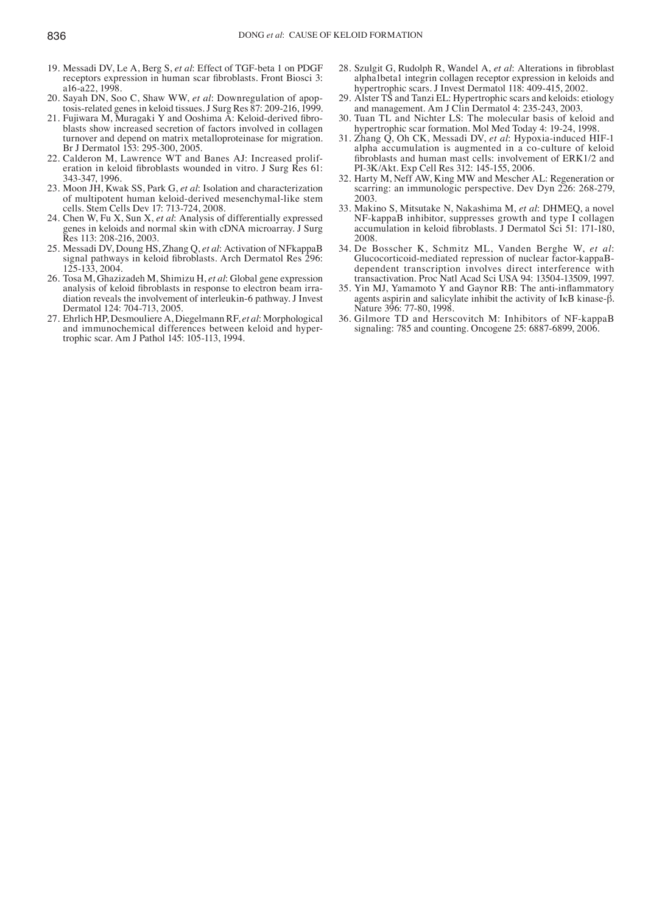19. Messadi DV, Le A, Berg S, *et al*: Effect of TGF-beta 1 on PDGF receptors expression in human scar fibroblasts. Front Biosci 3: a16-a22, 1998.
20. Sayah DN, Soo C, Shaw WW, *et al*: Downregulation of apoptosis-related genes in keloid tissues. J Surg Res 87: 209-216, 1999.
21. Fujiwara M, Muragaki Y and Ooshima A: Keloid-derived fibroblasts show increased secretion of factors involved in collagen turnover and depend on matrix metalloproteinase for migration. Br J Dermatol 153: 295-300, 2005.
22. Calderon M, Lawrence WT and Banes AJ: Increased proliferation in keloid fibroblasts wounded in vitro. J Surg Res 61: 343-347, 1996.
23. Moon JH, Kwak SS, Park G, *et al*: Isolation and characterization of multipotent human keloid-derived mesenchymal-like stem cells. Stem Cells Dev 17: 713-724, 2008.
24. Chen W, Fu X, Sun X, *et al*: Analysis of differentially expressed genes in keloids and normal skin with cDNA microarray. J Surg Res 113: 208-216, 2003.
25. Messadi DV, Doung HS, Zhang Q, *et al*: Activation of NFkappaB signal pathways in keloid fibroblasts. Arch Dermatol Res 296: 125-133, 2004.
26. Tosa M, Ghazizadeh M, Shimizu H, *et al*: Global gene expression analysis of keloid fibroblasts in response to electron beam irradiation reveals the involvement of interleukin-6 pathway. J Invest Dermatol 124: 704-713, 2005.
27. Ehrlich HP, Desmouliere A, Diegelmann RF, *et al*: Morphological and immunochemical differences between keloid and hypertrophic scar. Am J Pathol 145: 105-113, 1994.
28. Szulgit G, Rudolph R, Wandel A, *et al*: Alterations in fibroblast alpha1beta1 integrin collagen receptor expression in keloids and hypertrophic scars. J Invest Dermatol 118: 409-415, 2002.
29. Alster TS and Tanzi EL: Hypertrophic scars and keloids: etiology and management. Am J Clin Dermatol 4: 235-243, 2003.
30. Tuan TL and Nichter LS: The molecular basis of keloid and hypertrophic scar formation. Mol Med Today 4: 19-24, 1998.
31. Zhang Q, Oh CK, Messadi DV, *et al*: Hypoxia-induced HIF-1 alpha accumulation is augmented in a co-culture of keloid fibroblasts and human mast cells: involvement of ERK1/2 and PI-3K/Akt. Exp Cell Res 312: 145-155, 2006.
32. Harty M, Neff AW, King MW and Mescher AL: Regeneration or scarring: an immunologic perspective. Dev Dyn 226: 268-279, 2003.
33. Makino S, Mitsutake N, Nakashima M, *et al*: DHMEQ, a novel NF-kappaB inhibitor, suppresses growth and type I collagen accumulation in keloid fibroblasts. J Dermatol Sci 51: 171-180, 2008.
34. De Bosscher K, Schmitz ML, Vanden Berghe W, *et al*: Glucocorticoid-mediated repression of nuclear factor-kappaB-dependent transcription involves direct interference with transactivation. Proc Natl Acad Sci USA 94: 13504-13509, 1997.
35. Yin MJ, Yamamoto Y and Gaynor RB: The anti-inflammatory agents aspirin and salicylate inhibit the activity of IκB kinase-β. Nature 396: 77-80, 1998.
36. Gilmore TD and Herscovitch M: Inhibitors of NF-kappaB signaling: 785 and counting. Oncogene 25: 6887-6899, 2006.